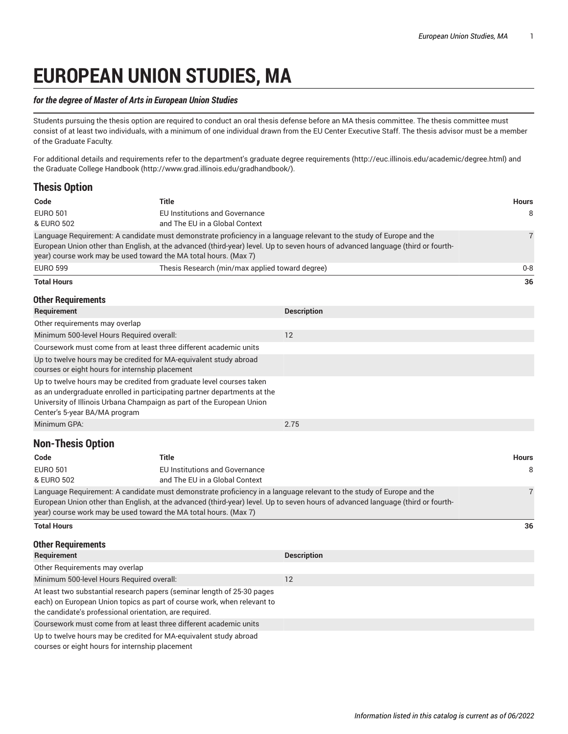# EUROPEAN UNION STUDIES, MA

***for the degree of Master of Arts in European Union Studies***

Students pursuing the thesis option are required to conduct an oral thesis defense before an MA thesis committee. The thesis committee must consist of at least two individuals, with a minimum of one individual drawn from the EU Center Executive Staff. The thesis advisor must be a member of the Graduate Faculty.

For additional details and requirements refer to the department's graduate degree requirements (http://euc.illinois.edu/academic/degree.html) and the Graduate College Handbook (http://www.grad.illinois.edu/gradhandbook/).

## Thesis Option

| Code | Title | Hours |
|---|---|---|
| EURO 501<br>& EURO 502 | EU Institutions and Governance<br>and The EU in a Global Context | 8 |
| Language Requirement: A candidate must demonstrate proficiency in a language relevant to the study of Europe and the European Union other than English, at the advanced (third-year) level. Up to seven hours of advanced language (third or fourth-year) course work may be used toward the MA total hours. (Max 7) | | 7 |
| EURO 599 | Thesis Research (min/max applied toward degree) | 0-8 |
| **Total Hours** | | **36** |

### Other Requirements

| Requirement | Description |
|---|---|
| Other requirements may overlap | |
| Minimum 500-level Hours Required overall: | 12 |
| Coursework must come from at least three different academic units | |
| Up to twelve hours may be credited for MA-equivalent study abroad courses or eight hours for internship placement | |
| Up to twelve hours may be credited from graduate level courses taken as an undergraduate enrolled in participating partner departments at the University of Illinois Urbana Champaign as part of the European Union Center's 5-year BA/MA program | |
| Minimum GPA: | 2.75 |

## Non-Thesis Option

| Code | Title | Hours |
|---|---|---|
| EURO 501<br>& EURO 502 | EU Institutions and Governance<br>and The EU in a Global Context | 8 |
| Language Requirement: A candidate must demonstrate proficiency in a language relevant to the study of Europe and the European Union other than English, at the advanced (third-year) level. Up to seven hours of advanced language (third or fourth-year) course work may be used toward the MA total hours. (Max 7) | | 7 |
| **Total Hours** | | **36** |

### Other Requirements

| Requirement | Description |
|---|---|
| Other Requirements may overlap | |
| Minimum 500-level Hours Required overall: | 12 |
| At least two substantial research papers (seminar length of 25-30 pages each) on European Union topics as part of course work, when relevant to the candidate's professional orientation, are required. | |
| Coursework must come from at least three different academic units | |
| Up to twelve hours may be credited for MA-equivalent study abroad courses or eight hours for internship placement | |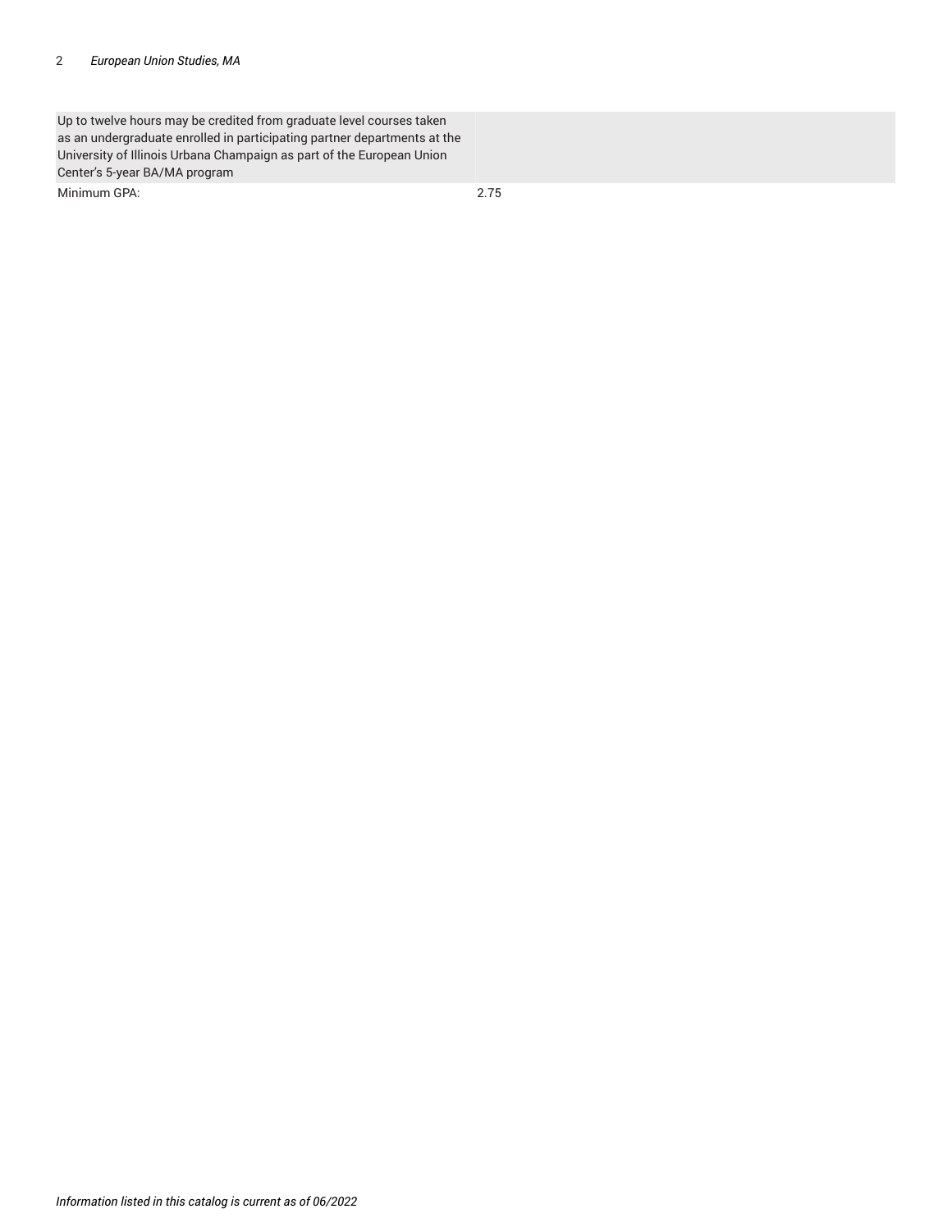| | |
|---|---|
| Up to twelve hours may be credited from graduate level courses taken as an undergraduate enrolled in participating partner departments at the University of Illinois Urbana Champaign as part of the European Union Center's 5-year BA/MA program | |
| Minimum GPA: | 2.75 |

*Information listed in this catalog is current as of 06/2022*